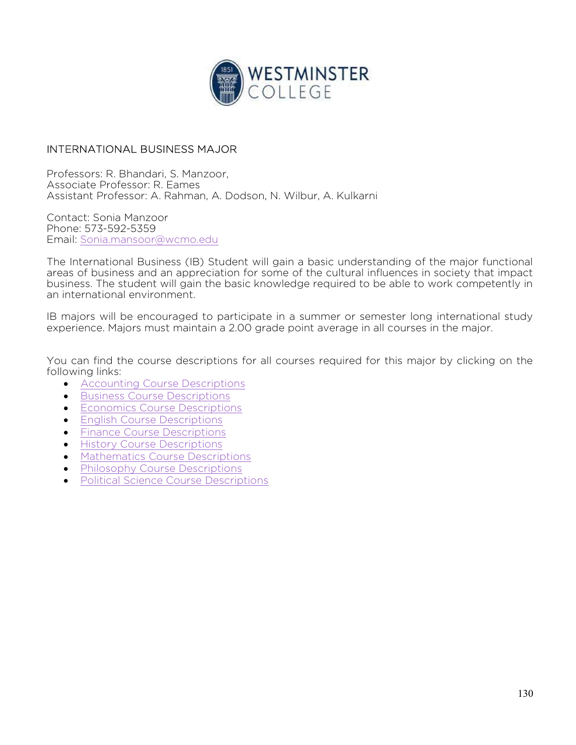## INTERNATIONAL BUSINESS MAJOR

Professors: R. Bhandari, S. Manzoor,
Associate Professor: R. Eames
Assistant Professor: A. Rahman, A. Dodson, N. Wilbur, A. Kulkarni

Contact: Sonia Manzoor
Phone: 573-592-5359
Email: Sonia.mansoor@wcmo.edu

The International Business (IB) Student will gain a basic understanding of the major functional areas of business and an appreciation for some of the cultural influences in society that impact business. The student will gain the basic knowledge required to be able to work competently in an international environment.

IB majors will be encouraged to participate in a summer or semester long international study experience. Majors must maintain a 2.00 grade point average in all courses in the major.

You can find the course descriptions for all courses required for this major by clicking on the following links:

- Accounting Course Descriptions
- Business Course Descriptions
- Economics Course Descriptions
- English Course Descriptions
- Finance Course Descriptions
- History Course Descriptions
- Mathematics Course Descriptions
- Philosophy Course Descriptions
- Political Science Course Descriptions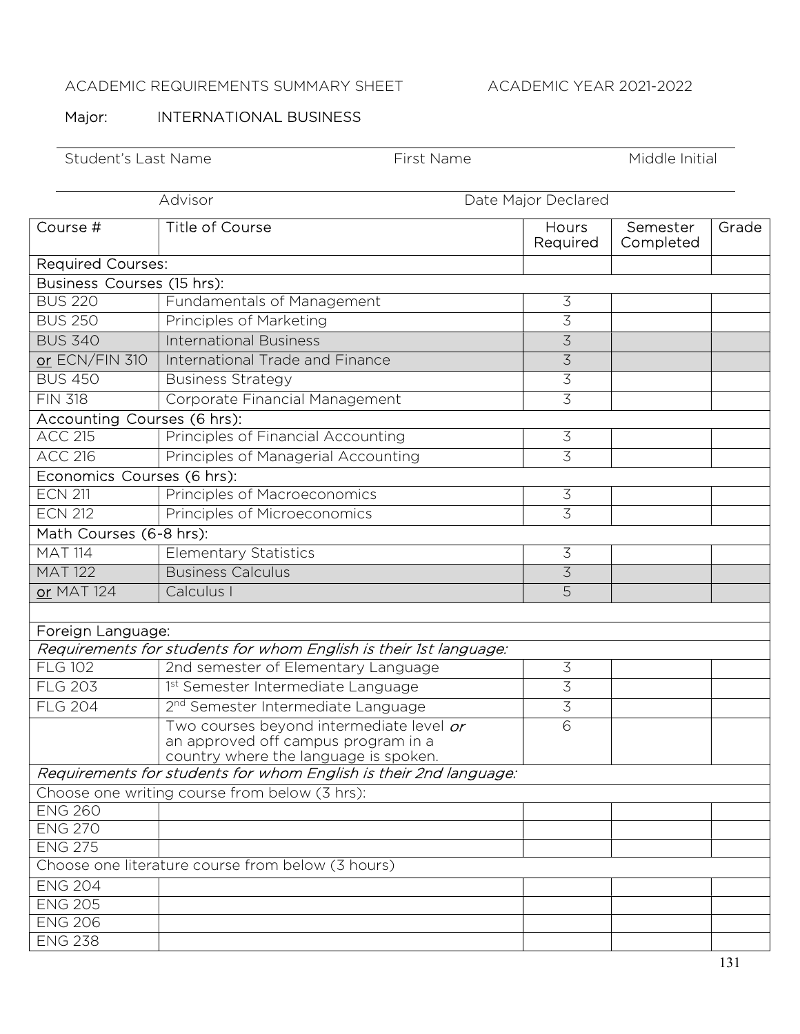ACADEMIC REQUIREMENTS SUMMARY SHEET ACADEMIC YEAR 2021-2022

Major: INTERNATIONAL BUSINESS

Student's Last Name First Name Middle Initial

Advisor Date Major Declared

| Course # | Title of Course | Hours Required | Semester Completed | Grade |
|---|---|---|---|---|
| Required Courses: | | | | |
| Business Courses (15 hrs): | | | | |
| BUS 220 | Fundamentals of Management | 3 | | |
| BUS 250 | Principles of Marketing | 3 | | |
| BUS 340 | International Business | 3 | | |
| or ECN/FIN 310 | International Trade and Finance | 3 | | |
| BUS 450 | Business Strategy | 3 | | |
| FIN 318 | Corporate Financial Management | 3 | | |
| Accounting Courses (6 hrs): | | | | |
| ACC 215 | Principles of Financial Accounting | 3 | | |
| ACC 216 | Principles of Managerial Accounting | 3 | | |
| Economics Courses (6 hrs): | | | | |
| ECN 211 | Principles of Macroeconomics | 3 | | |
| ECN 212 | Principles of Microeconomics | 3 | | |
| Math Courses (6-8 hrs): | | | | |
| MAT 114 | Elementary Statistics | 3 | | |
| MAT 122 | Business Calculus | 3 | | |
| or MAT 124 | Calculus I | 5 | | |
| | | | | |
| Foreign Language: | | | | |
| *Requirements for students for whom English is their 1st language:* | | | | |
| FLG 102 | 2nd semester of Elementary Language | 3 | | |
| FLG 203 | 1st Semester Intermediate Language | 3 | | |
| FLG 204 | 2nd Semester Intermediate Language | 3 | | |
| | Two courses beyond intermediate level *or* an approved off campus program in a country where the language is spoken. | 6 | | |
| *Requirements for students for whom English is their 2nd language:* | | | | |
| Choose one writing course from below (3 hrs): | | | | |
| ENG 260 | | | | |
| ENG 270 | | | | |
| ENG 275 | | | | |
| Choose one literature course from below (3 hours) | | | | |
| ENG 204 | | | | |
| ENG 205 | | | | |
| ENG 206 | | | | |
| ENG 238 | | | | |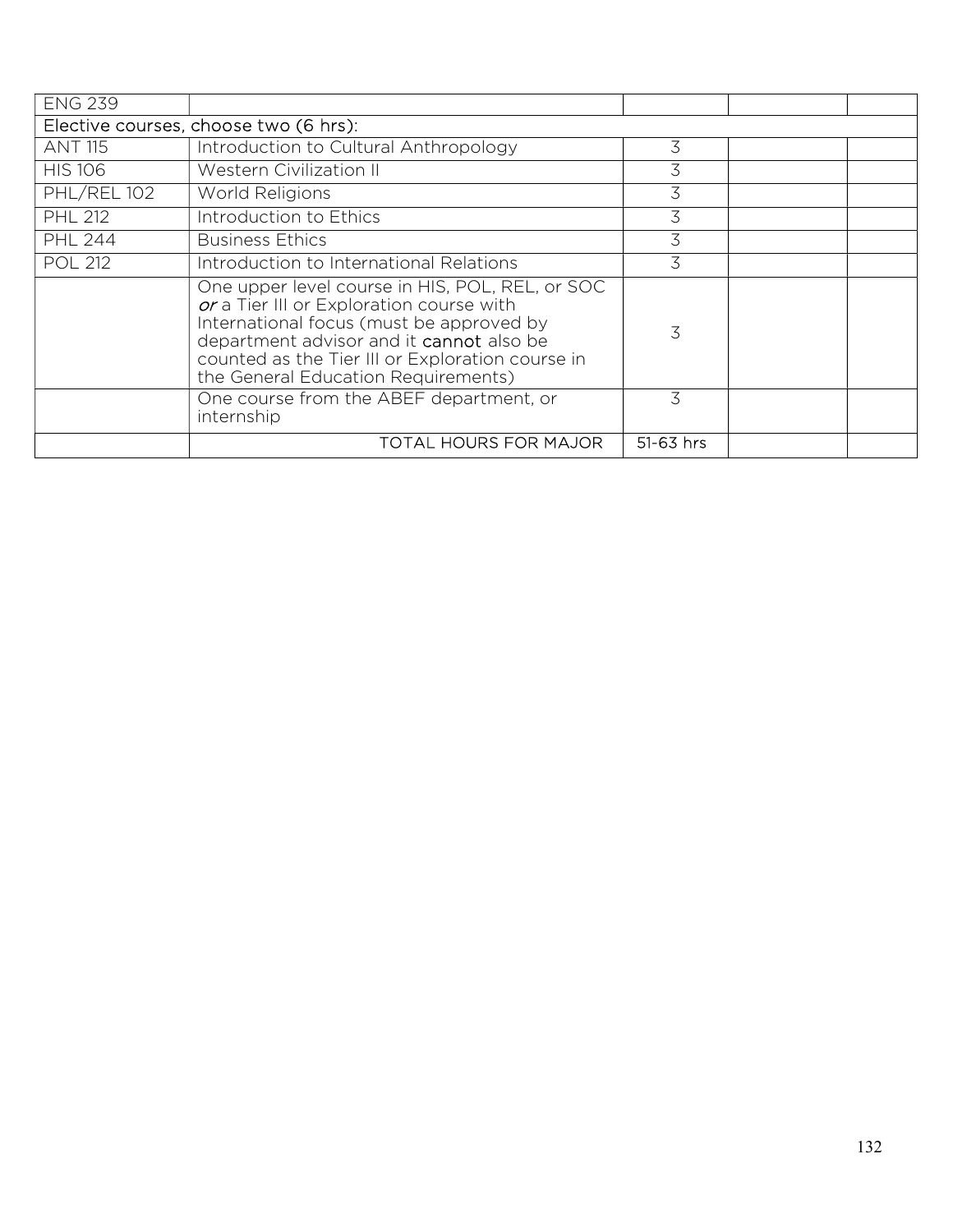| | | | | |
|---|---|---|---|---|
| ENG 239 | | | | |
| Elective courses, choose two (6 hrs): | | | | |
| ANT 115 | Introduction to Cultural Anthropology | 3 | | |
| HIS 106 | Western Civilization II | 3 | | |
| PHL/REL 102 | World Religions | 3 | | |
| PHL 212 | Introduction to Ethics | 3 | | |
| PHL 244 | Business Ethics | 3 | | |
| POL 212 | Introduction to International Relations | 3 | | |
| | One upper level course in HIS, POL, REL, or SOC *or* a Tier III or Exploration course with International focus (must be approved by department advisor and it **cannot** also be counted as the Tier III or Exploration course in the General Education Requirements) | 3 | | |
| | One course from the ABEF department, or internship | 3 | | |
| | TOTAL HOURS FOR MAJOR | 51-63 hrs | | |